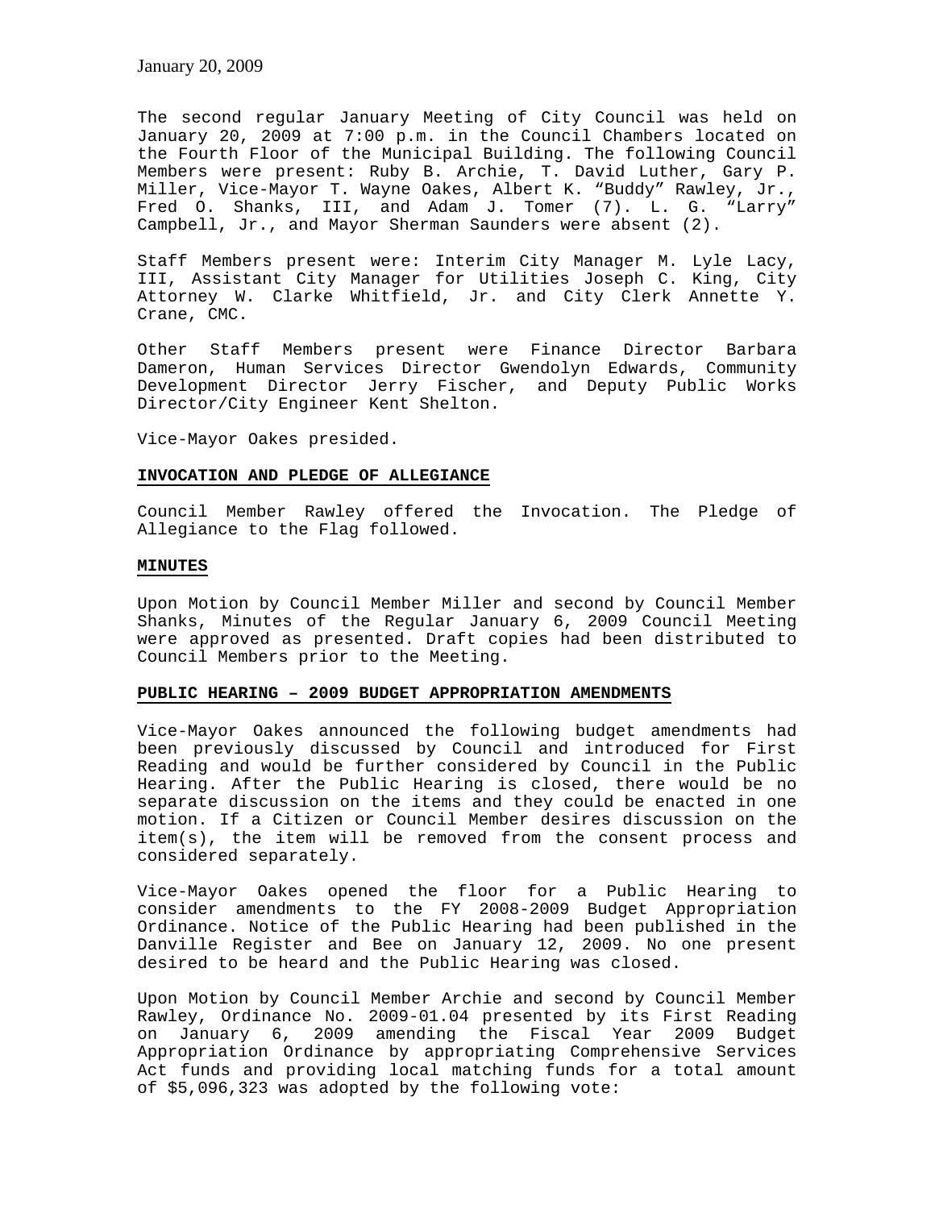January 20, 2009

The second regular January Meeting of City Council was held on January 20, 2009 at 7:00 p.m. in the Council Chambers located on the Fourth Floor of the Municipal Building. The following Council Members were present: Ruby B. Archie, T. David Luther, Gary P. Miller, Vice-Mayor T. Wayne Oakes, Albert K. "Buddy" Rawley, Jr., Fred O. Shanks, III, and Adam J. Tomer (7). L. G. "Larry" Campbell, Jr., and Mayor Sherman Saunders were absent (2).

Staff Members present were: Interim City Manager M. Lyle Lacy, III, Assistant City Manager for Utilities Joseph C. King, City Attorney W. Clarke Whitfield, Jr. and City Clerk Annette Y. Crane, CMC.

Other Staff Members present were Finance Director Barbara Dameron, Human Services Director Gwendolyn Edwards, Community Development Director Jerry Fischer, and Deputy Public Works Director/City Engineer Kent Shelton.

Vice-Mayor Oakes presided.

**INVOCATION AND PLEDGE OF ALLEGIANCE**

Council Member Rawley offered the Invocation. The Pledge of Allegiance to the Flag followed.

**MINUTES**

Upon Motion by Council Member Miller and second by Council Member Shanks, Minutes of the Regular January 6, 2009 Council Meeting were approved as presented. Draft copies had been distributed to Council Members prior to the Meeting.

**PUBLIC HEARING – 2009 BUDGET APPROPRIATION AMENDMENTS**

Vice-Mayor Oakes announced the following budget amendments had been previously discussed by Council and introduced for First Reading and would be further considered by Council in the Public Hearing. After the Public Hearing is closed, there would be no separate discussion on the items and they could be enacted in one motion. If a Citizen or Council Member desires discussion on the item(s), the item will be removed from the consent process and considered separately.

Vice-Mayor Oakes opened the floor for a Public Hearing to consider amendments to the FY 2008-2009 Budget Appropriation Ordinance. Notice of the Public Hearing had been published in the Danville Register and Bee on January 12, 2009. No one present desired to be heard and the Public Hearing was closed.

Upon Motion by Council Member Archie and second by Council Member Rawley, Ordinance No. 2009-01.04 presented by its First Reading on January 6, 2009 amending the Fiscal Year 2009 Budget Appropriation Ordinance by appropriating Comprehensive Services Act funds and providing local matching funds for a total amount of $5,096,323 was adopted by the following vote: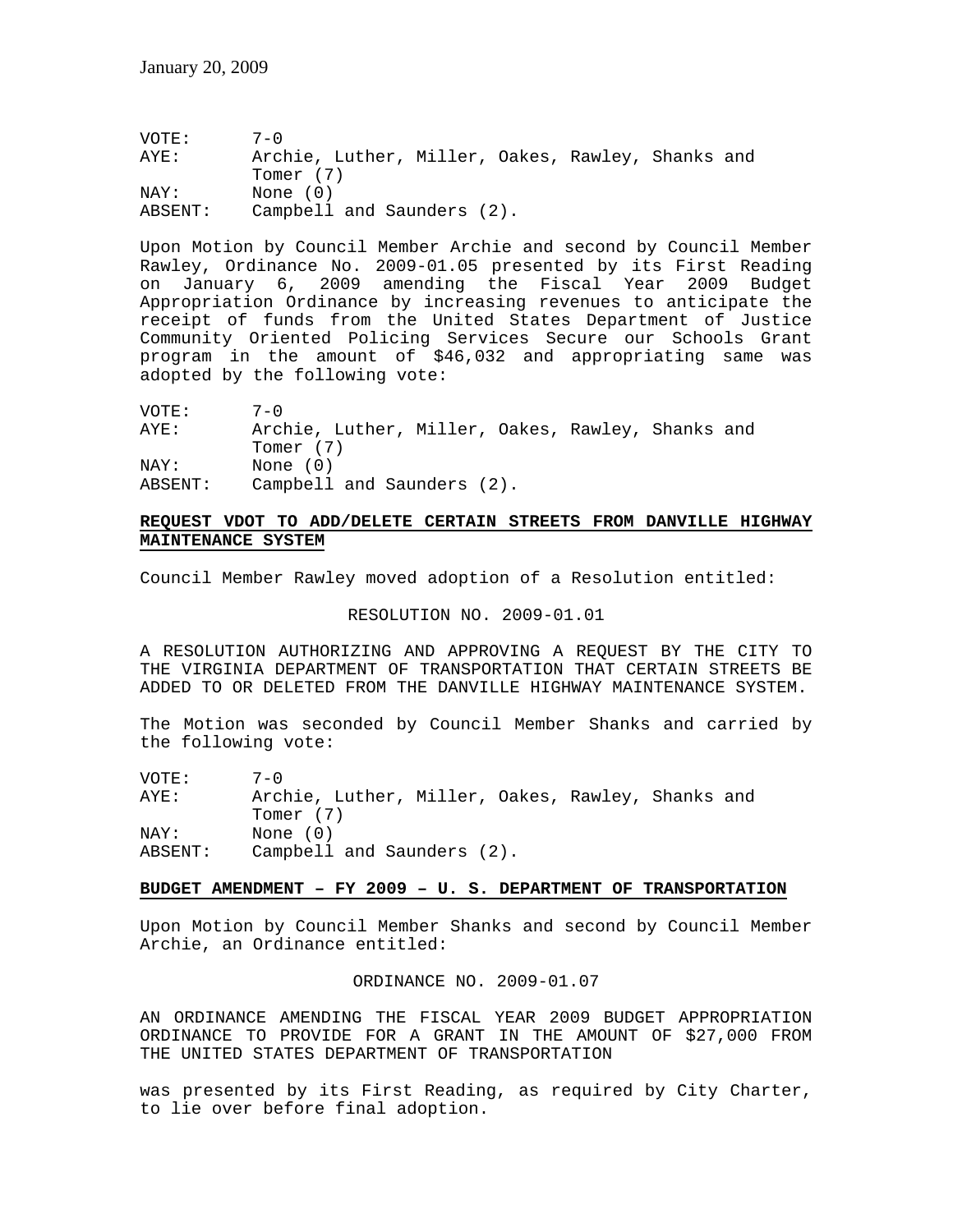VOTE: 7-0
AYE: Archie, Luther, Miller, Oakes, Rawley, Shanks and Tomer (7)
NAY: None (0)
ABSENT: Campbell and Saunders (2).

Upon Motion by Council Member Archie and second by Council Member Rawley, Ordinance No. 2009-01.05 presented by its First Reading on January 6, 2009 amending the Fiscal Year 2009 Budget Appropriation Ordinance by increasing revenues to anticipate the receipt of funds from the United States Department of Justice Community Oriented Policing Services Secure our Schools Grant program in the amount of $46,032 and appropriating same was adopted by the following vote:

VOTE: 7-0
AYE: Archie, Luther, Miller, Oakes, Rawley, Shanks and Tomer (7)
NAY: None (0)
ABSENT: Campbell and Saunders (2).

**REQUEST VDOT TO ADD/DELETE CERTAIN STREETS FROM DANVILLE HIGHWAY MAINTENANCE SYSTEM**

Council Member Rawley moved adoption of a Resolution entitled:

RESOLUTION NO. 2009-01.01

A RESOLUTION AUTHORIZING AND APPROVING A REQUEST BY THE CITY TO THE VIRGINIA DEPARTMENT OF TRANSPORTATION THAT CERTAIN STREETS BE ADDED TO OR DELETED FROM THE DANVILLE HIGHWAY MAINTENANCE SYSTEM.

The Motion was seconded by Council Member Shanks and carried by the following vote:

VOTE: 7-0
AYE: Archie, Luther, Miller, Oakes, Rawley, Shanks and Tomer (7)
NAY: None (0)
ABSENT: Campbell and Saunders (2).

**BUDGET AMENDMENT – FY 2009 – U. S. DEPARTMENT OF TRANSPORTATION**

Upon Motion by Council Member Shanks and second by Council Member Archie, an Ordinance entitled:

ORDINANCE NO. 2009-01.07

AN ORDINANCE AMENDING THE FISCAL YEAR 2009 BUDGET APPROPRIATION ORDINANCE TO PROVIDE FOR A GRANT IN THE AMOUNT OF $27,000 FROM THE UNITED STATES DEPARTMENT OF TRANSPORTATION

was presented by its First Reading, as required by City Charter, to lie over before final adoption.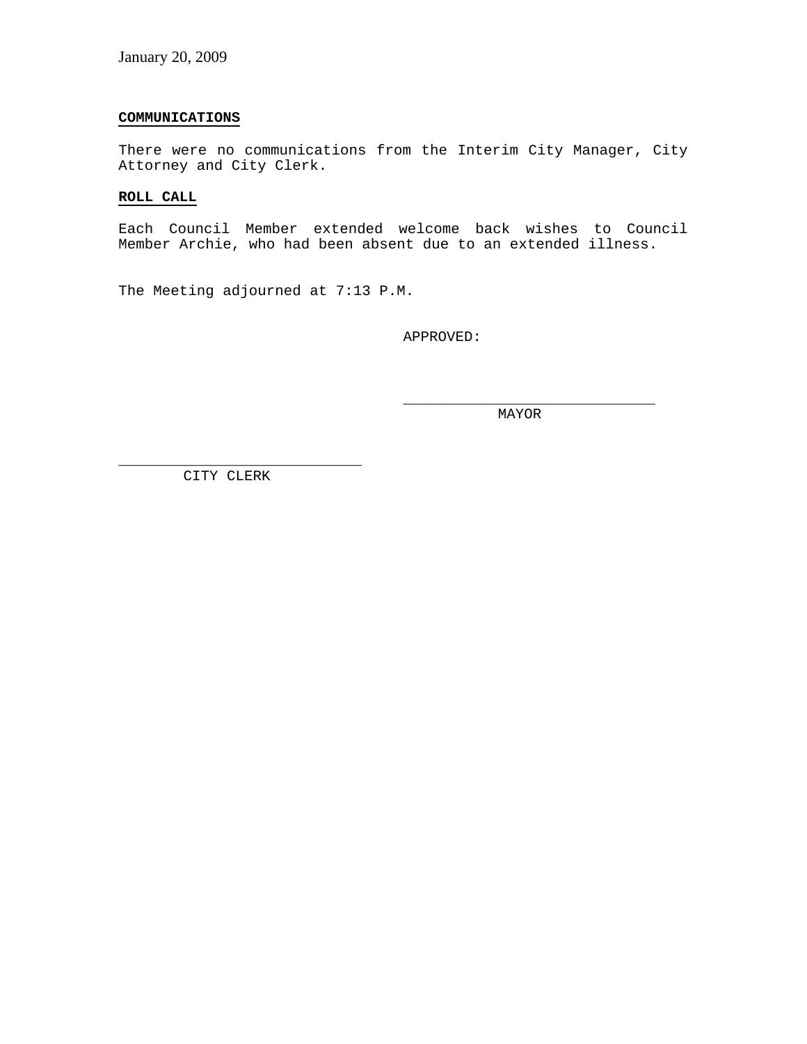January 20, 2009

**COMMUNICATIONS**

There were no communications from the Interim City Manager, City Attorney and City Clerk.

**ROLL CALL**

Each Council Member extended welcome back wishes to Council Member Archie, who had been absent due to an extended illness.

The Meeting adjourned at 7:13 P.M.

APPROVED:

______________________________
MAYOR

______________________________
CITY CLERK